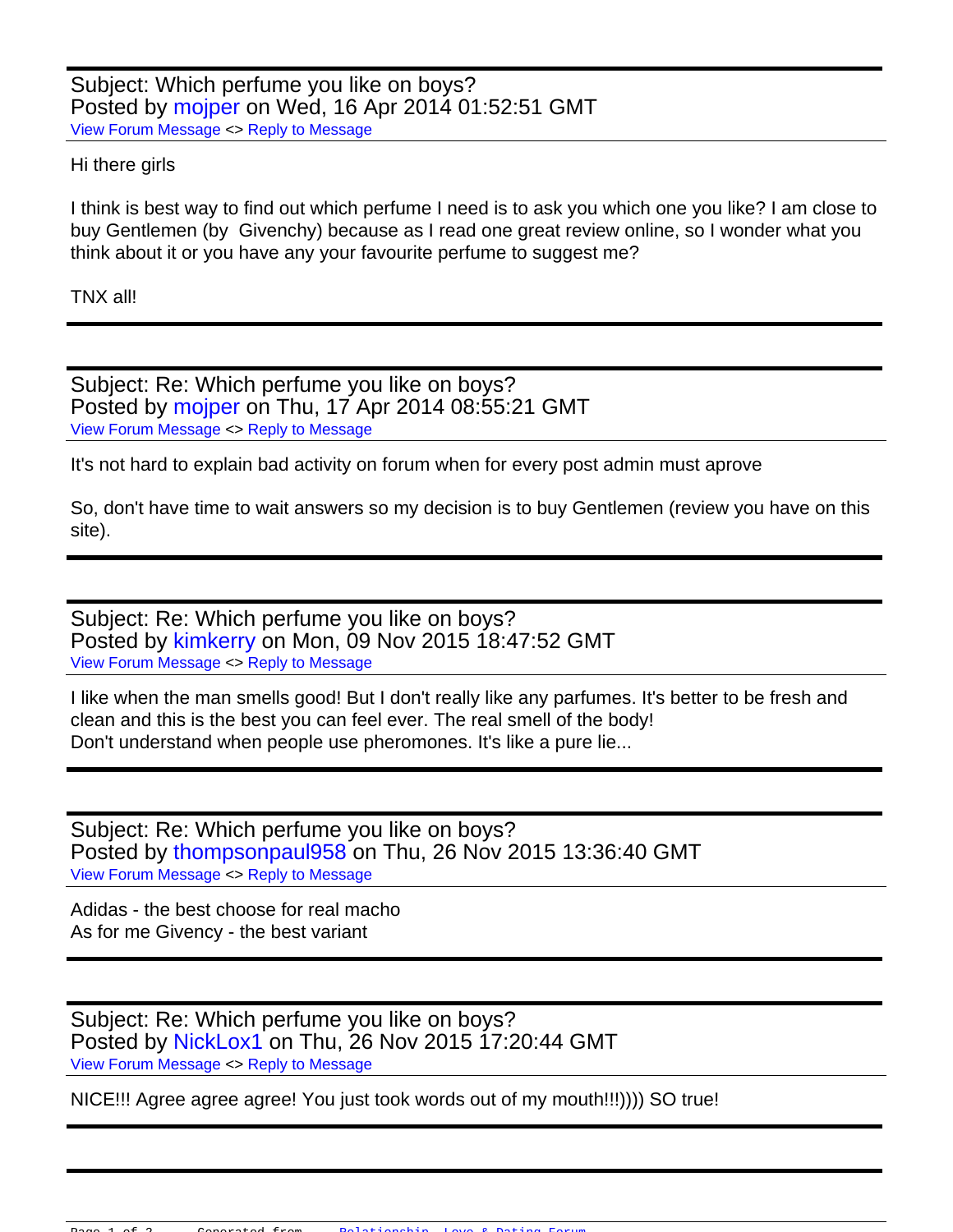Subject: Which perfume you like on boys?
Posted by mojper on Wed, 16 Apr 2014 01:52:51 GMT
View Forum Message <> Reply to Message

Hi there girls

I think is best way to find out which perfume I need is to ask you which one you like? I am close to buy Gentlemen (by  Givenchy) because as I read one great review online, so I wonder what you think about it or you have any your favourite perfume to suggest me?

TNX all!

---

Subject: Re: Which perfume you like on boys?
Posted by mojper on Thu, 17 Apr 2014 08:55:21 GMT
View Forum Message <> Reply to Message

It's not hard to explain bad activity on forum when for every post admin must aprove

So, don't have time to wait answers so my decision is to buy Gentlemen (review you have on this site).

---

Subject: Re: Which perfume you like on boys?
Posted by kimkerry on Mon, 09 Nov 2015 18:47:52 GMT
View Forum Message <> Reply to Message

I like when the man smells good! But I don't really like any parfumes. It's better to be fresh and clean and this is the best you can feel ever. The real smell of the body!
Don't understand when people use pheromones. It's like a pure lie...

---

Subject: Re: Which perfume you like on boys?
Posted by thompsonpaul958 on Thu, 26 Nov 2015 13:36:40 GMT
View Forum Message <> Reply to Message

Adidas - the best choose for real macho
As for me Givency - the best variant

---

Subject: Re: Which perfume you like on boys?
Posted by NickLox1 on Thu, 26 Nov 2015 17:20:44 GMT
View Forum Message <> Reply to Message

NICE!!! Agree agree agree! You just took words out of my mouth!!!)))) SO true!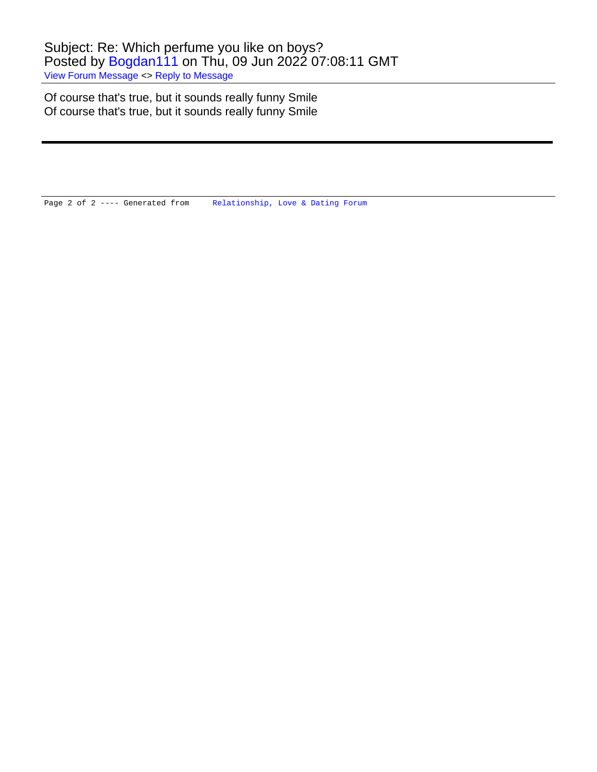Subject: Re: Which perfume you like on boys?
Posted by Bogdan111 on Thu, 09 Jun 2022 07:08:11 GMT
View Forum Message <> Reply to Message

Of course that's true, but it sounds really funny Smile
Of course that's true, but it sounds really funny Smile

---